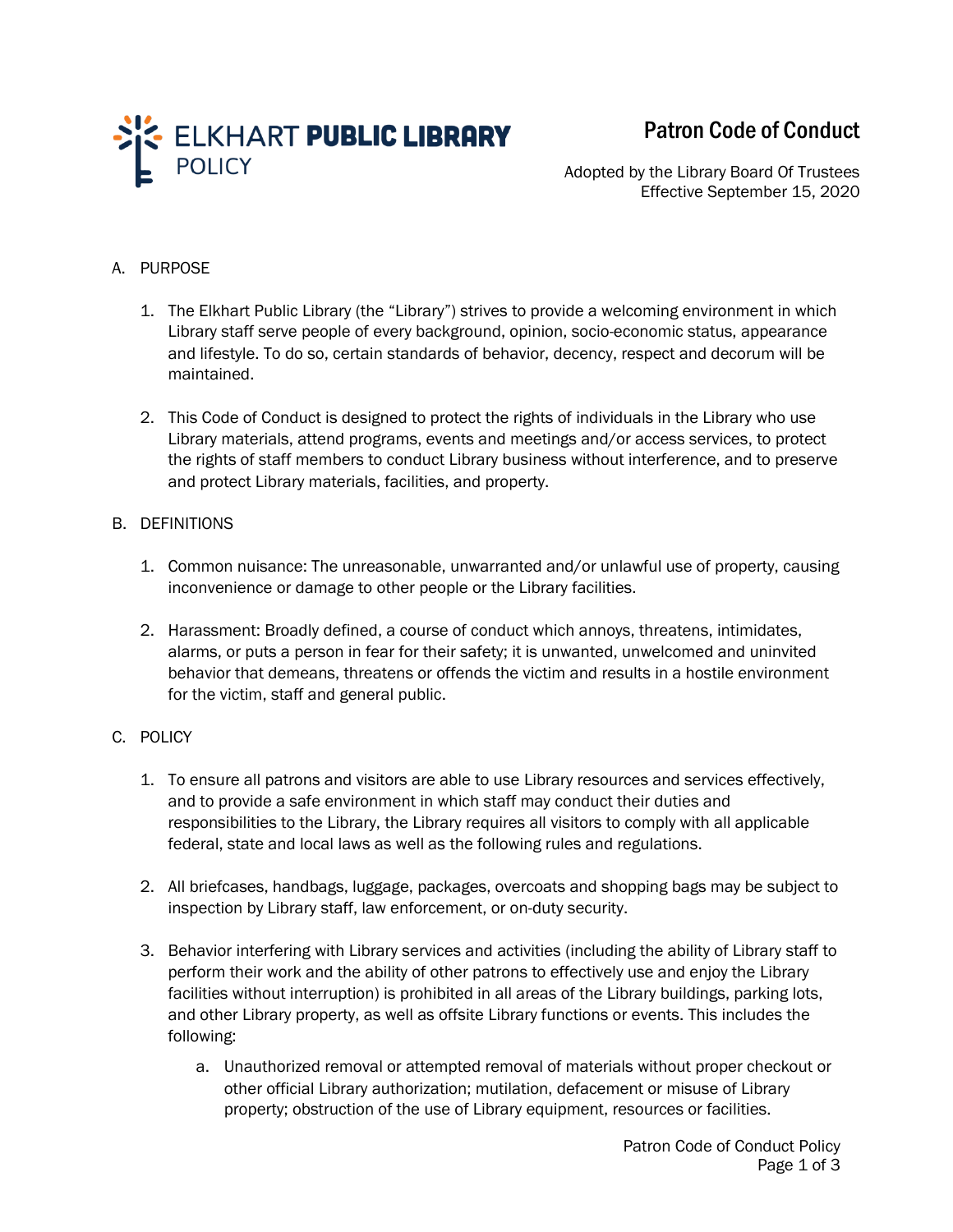ELKHART **PUBLIC LIBRARY**
POLICY

# Patron Code of Conduct

Adopted by the Library Board Of Trustees
Effective September 15, 2020

## A. PURPOSE

1. The Elkhart Public Library (the "Library") strives to provide a welcoming environment in which Library staff serve people of every background, opinion, socio-economic status, appearance and lifestyle. To do so, certain standards of behavior, decency, respect and decorum will be maintained.

2. This Code of Conduct is designed to protect the rights of individuals in the Library who use Library materials, attend programs, events and meetings and/or access services, to protect the rights of staff members to conduct Library business without interference, and to preserve and protect Library materials, facilities, and property.

## B. DEFINITIONS

1. Common nuisance: The unreasonable, unwarranted and/or unlawful use of property, causing inconvenience or damage to other people or the Library facilities.

2. Harassment: Broadly defined, a course of conduct which annoys, threatens, intimidates, alarms, or puts a person in fear for their safety; it is unwanted, unwelcomed and uninvited behavior that demeans, threatens or offends the victim and results in a hostile environment for the victim, staff and general public.

## C. POLICY

1. To ensure all patrons and visitors are able to use Library resources and services effectively, and to provide a safe environment in which staff may conduct their duties and responsibilities to the Library, the Library requires all visitors to comply with all applicable federal, state and local laws as well as the following rules and regulations.

2. All briefcases, handbags, luggage, packages, overcoats and shopping bags may be subject to inspection by Library staff, law enforcement, or on-duty security.

3. Behavior interfering with Library services and activities (including the ability of Library staff to perform their work and the ability of other patrons to effectively use and enjoy the Library facilities without interruption) is prohibited in all areas of the Library buildings, parking lots, and other Library property, as well as offsite Library functions or events. This includes the following:

    a. Unauthorized removal or attempted removal of materials without proper checkout or other official Library authorization; mutilation, defacement or misuse of Library property; obstruction of the use of Library equipment, resources or facilities.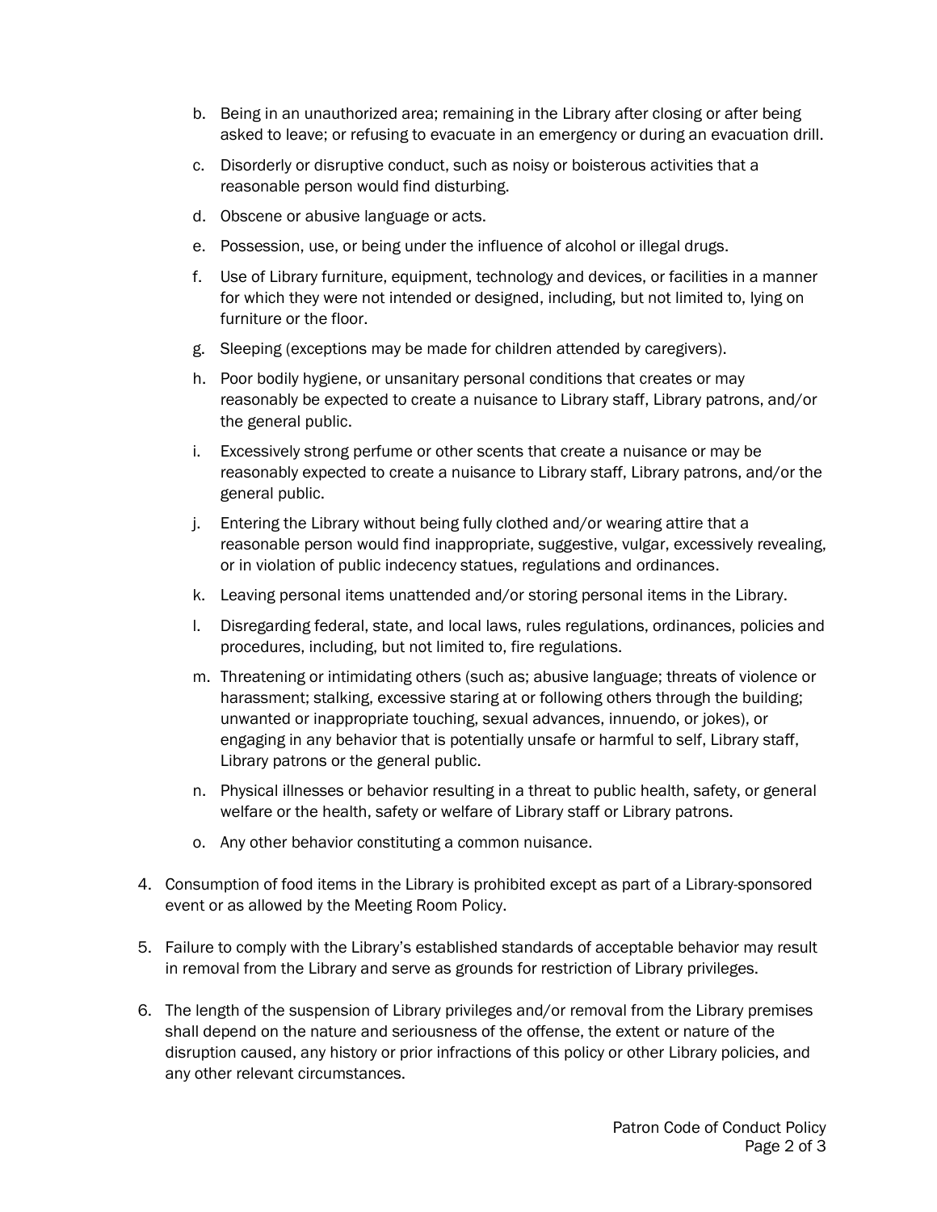b. Being in an unauthorized area; remaining in the Library after closing or after being asked to leave; or refusing to evacuate in an emergency or during an evacuation drill.

   c. Disorderly or disruptive conduct, such as noisy or boisterous activities that a reasonable person would find disturbing.

   d. Obscene or abusive language or acts.

   e. Possession, use, or being under the influence of alcohol or illegal drugs.

   f. Use of Library furniture, equipment, technology and devices, or facilities in a manner for which they were not intended or designed, including, but not limited to, lying on furniture or the floor.

   g. Sleeping (exceptions may be made for children attended by caregivers).

   h. Poor bodily hygiene, or unsanitary personal conditions that creates or may reasonably be expected to create a nuisance to Library staff, Library patrons, and/or the general public.

   i. Excessively strong perfume or other scents that create a nuisance or may be reasonably expected to create a nuisance to Library staff, Library patrons, and/or the general public.

   j. Entering the Library without being fully clothed and/or wearing attire that a reasonable person would find inappropriate, suggestive, vulgar, excessively revealing, or in violation of public indecency statues, regulations and ordinances.

   k. Leaving personal items unattended and/or storing personal items in the Library.

   l. Disregarding federal, state, and local laws, rules regulations, ordinances, policies and procedures, including, but not limited to, fire regulations.

   m. Threatening or intimidating others (such as; abusive language; threats of violence or harassment; stalking, excessive staring at or following others through the building; unwanted or inappropriate touching, sexual advances, innuendo, or jokes), or engaging in any behavior that is potentially unsafe or harmful to self, Library staff, Library patrons or the general public.

   n. Physical illnesses or behavior resulting in a threat to public health, safety, or general welfare or the health, safety or welfare of Library staff or Library patrons.

   o. Any other behavior constituting a common nuisance.

4. Consumption of food items in the Library is prohibited except as part of a Library-sponsored event or as allowed by the Meeting Room Policy.

5. Failure to comply with the Library's established standards of acceptable behavior may result in removal from the Library and serve as grounds for restriction of Library privileges.

6. The length of the suspension of Library privileges and/or removal from the Library premises shall depend on the nature and seriousness of the offense, the extent or nature of the disruption caused, any history or prior infractions of this policy or other Library policies, and any other relevant circumstances.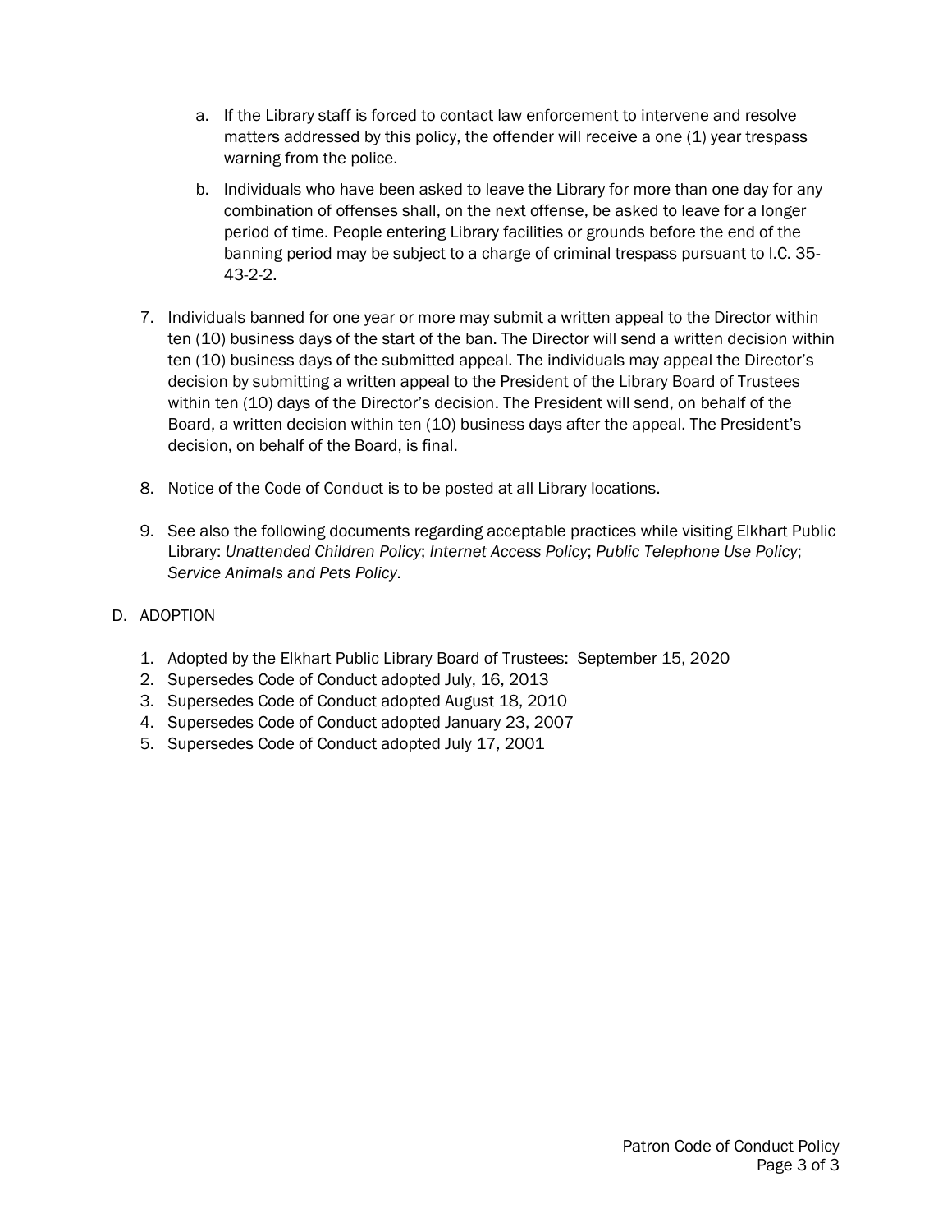a. If the Library staff is forced to contact law enforcement to intervene and resolve matters addressed by this policy, the offender will receive a one (1) year trespass warning from the police.

b. Individuals who have been asked to leave the Library for more than one day for any combination of offenses shall, on the next offense, be asked to leave for a longer period of time. People entering Library facilities or grounds before the end of the banning period may be subject to a charge of criminal trespass pursuant to I.C. 35-43-2-2.

7. Individuals banned for one year or more may submit a written appeal to the Director within ten (10) business days of the start of the ban. The Director will send a written decision within ten (10) business days of the submitted appeal. The individuals may appeal the Director's decision by submitting a written appeal to the President of the Library Board of Trustees within ten (10) days of the Director's decision. The President will send, on behalf of the Board, a written decision within ten (10) business days after the appeal. The President's decision, on behalf of the Board, is final.

8. Notice of the Code of Conduct is to be posted at all Library locations.

9. See also the following documents regarding acceptable practices while visiting Elkhart Public Library: *Unattended Children Policy*; *Internet Access Policy*; *Public Telephone Use Policy*; *Service Animals and Pets Policy*.

D. ADOPTION

1. Adopted by the Elkhart Public Library Board of Trustees: September 15, 2020
2. Supersedes Code of Conduct adopted July, 16, 2013
3. Supersedes Code of Conduct adopted August 18, 2010
4. Supersedes Code of Conduct adopted January 23, 2007
5. Supersedes Code of Conduct adopted July 17, 2001